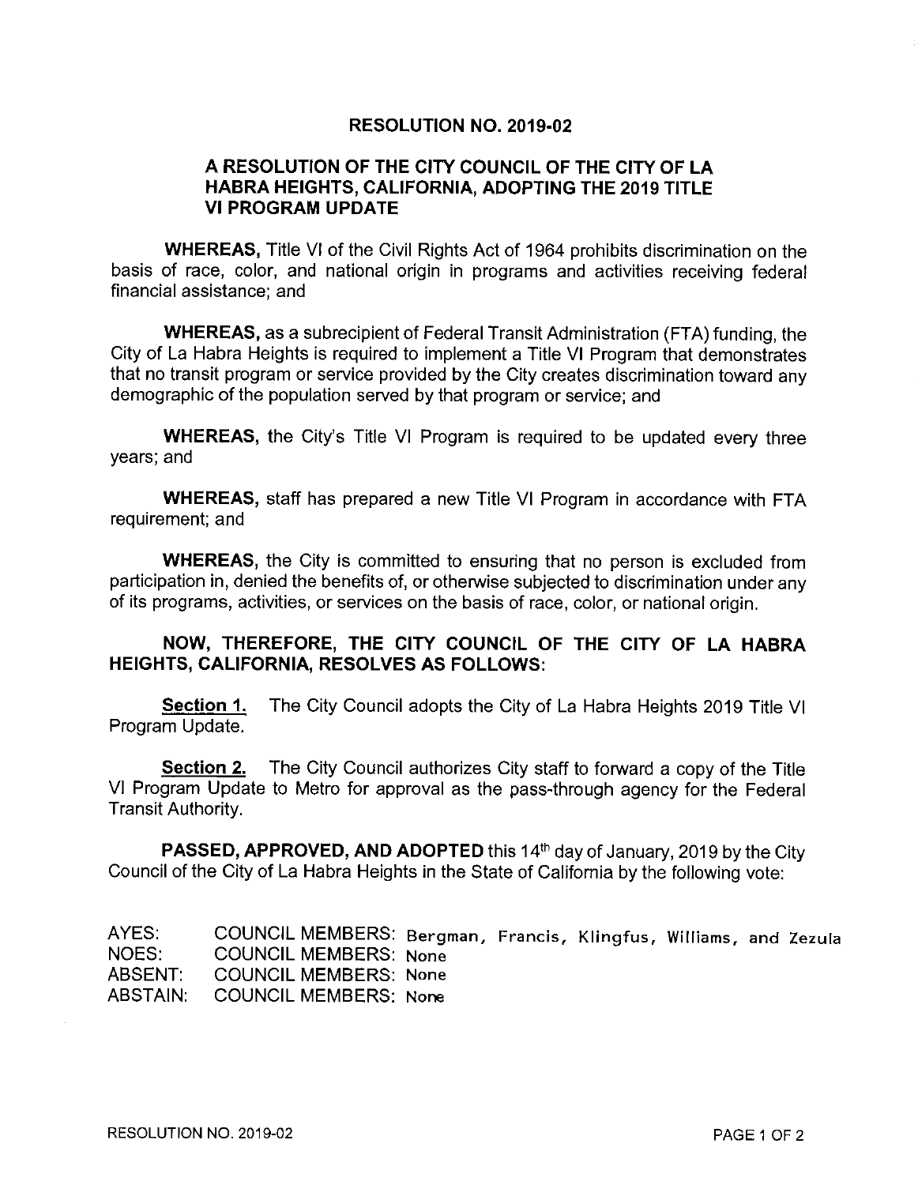# RESOLUTION NO. 2019-02

## A RESOLUTION OF THE CITY COUNCIL OF THE CITY OF LA HABRA HEIGHTS, CALIFORNIA, ADOPTING THE 2019 TITLE VI PROGRAM UPDATE

**WHEREAS,** Title VI of the Civil Rights Act of 1964 prohibits discrimination on the basis of race, color, and national origin in programs and activities receiving federal financial assistance; and

**WHEREAS,** as a subrecipient of Federal Transit Administration (FTA) funding, the City of La Habra Heights is required to implement a Title VI Program that demonstrates that no transit program or service provided by the City creates discrimination toward any demographic of the population served by that program or service; and

**WHEREAS,** the City's Title VI Program is required to be updated every three years; and

**WHEREAS,** staff has prepared a new Title VI Program in accordance with FTA requirement; and

**WHEREAS,** the City is committed to ensuring that no person is excluded from participation in, denied the benefits of, or otherwise subjected to discrimination under any of its programs, activities, or services on the basis of race, color, or national origin.

**NOW, THEREFORE, THE CITY COUNCIL OF THE CITY OF LA HABRA HEIGHTS, CALIFORNIA, RESOLVES AS FOLLOWS:**

**Section 1.** The City Council adopts the City of La Habra Heights 2019 Title VI Program Update.

**Section 2.** The City Council authorizes City staff to forward a copy of the Title VI Program Update to Metro for approval as the pass-through agency for the Federal Transit Authority.

**PASSED, APPROVED, AND ADOPTED** this 14th day of January, 2019 by the City Council of the City of La Habra Heights in the State of California by the following vote:

AYES: COUNCIL MEMBERS: Bergman, Francis, Klingfus, Williams, and Zezula
NOES: COUNCIL MEMBERS: None
ABSENT: COUNCIL MEMBERS: None
ABSTAIN: COUNCIL MEMBERS: None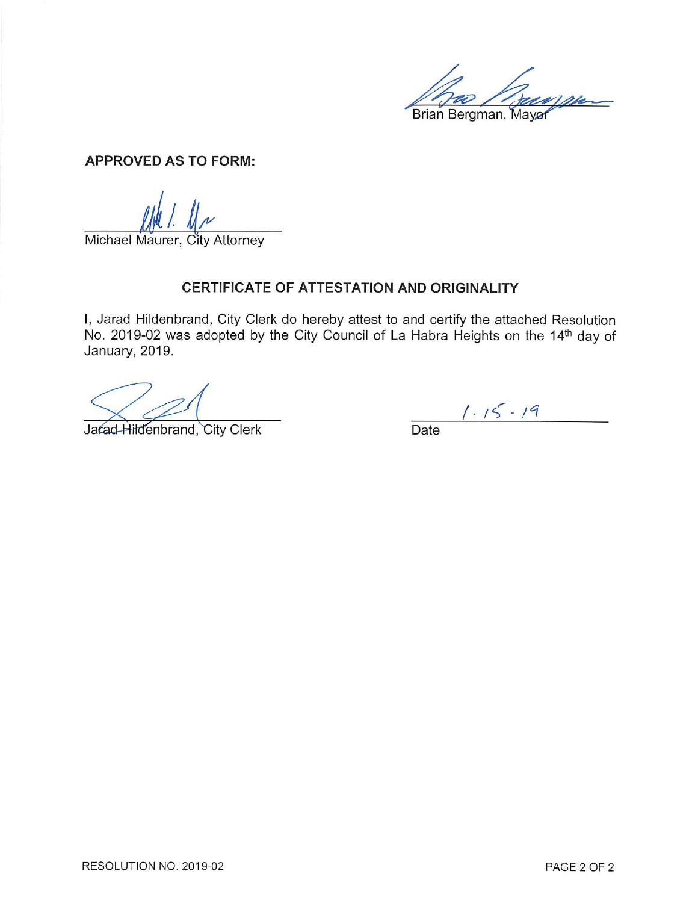Brian Bergman, Mayor

**APPROVED AS TO FORM:**

Michael Maurer, City Attorney

## CERTIFICATE OF ATTESTATION AND ORIGINALITY

I, Jarad Hildenbrand, City Clerk do hereby attest to and certify the attached Resolution No. 2019-02 was adopted by the City Council of La Habra Heights on the 14th day of January, 2019.

Jarad Hildenbrand, City Clerk

1.15-19
Date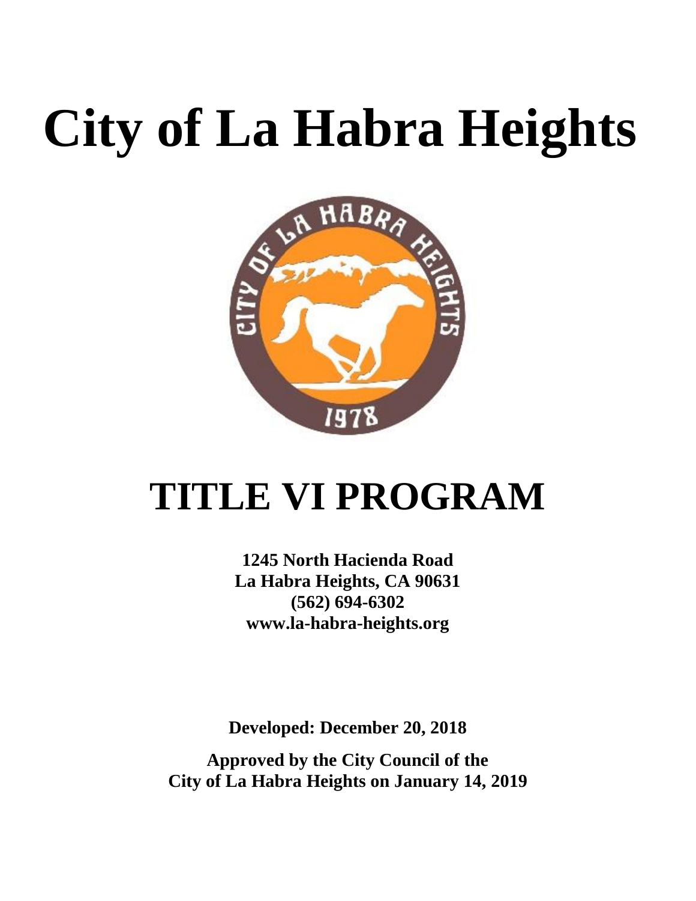# City of La Habra Heights

# TITLE VI PROGRAM

**1245 North Hacienda Road**
**La Habra Heights, CA 90631**
**(562) 694-6302**
**www.la-habra-heights.org**

**Developed: December 20, 2018**

**Approved by the City Council of the City of La Habra Heights on January 14, 2019**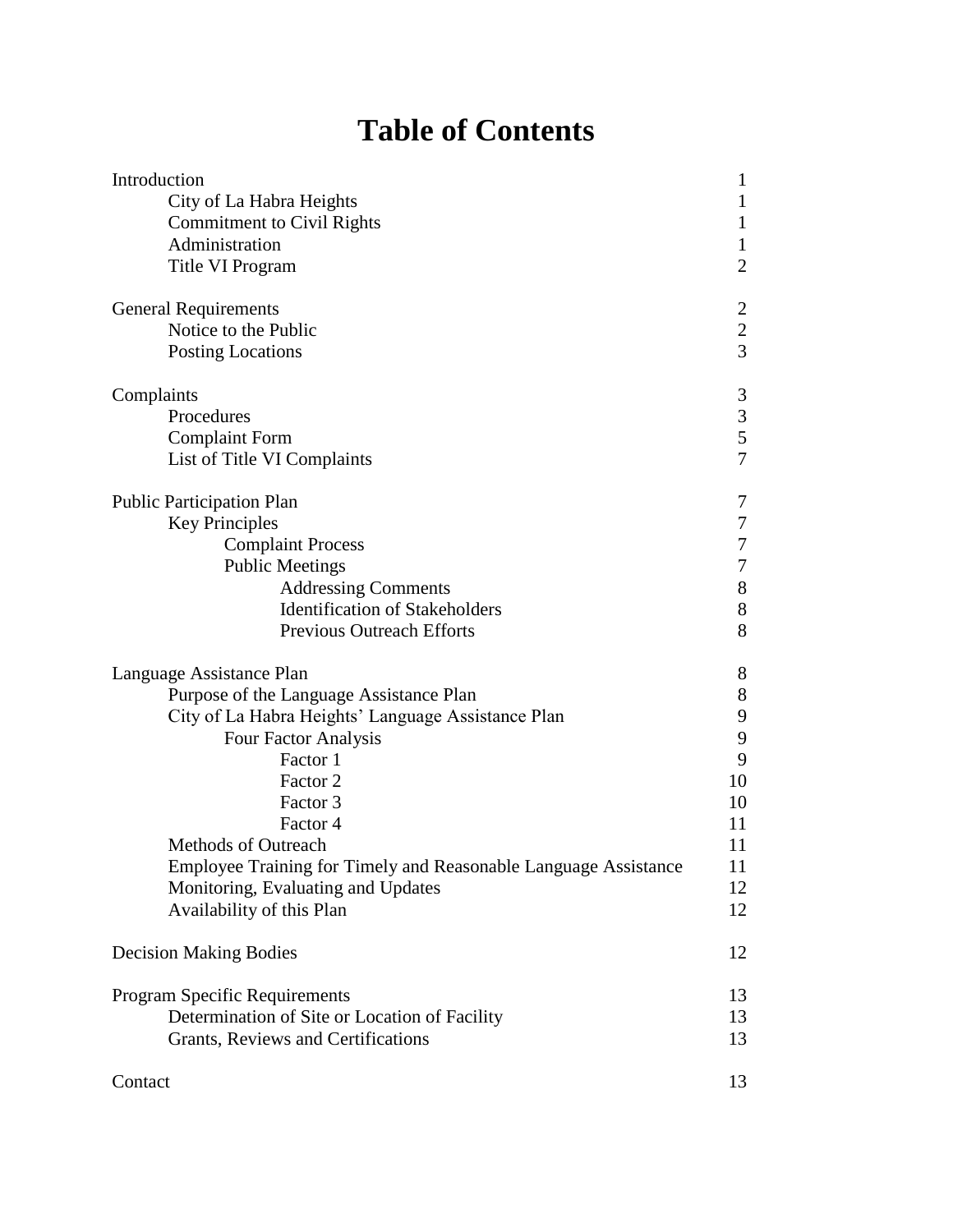# Table of Contents

| | |
|---|---|
| Introduction | 1 |
| City of La Habra Heights | 1 |
| Commitment to Civil Rights | 1 |
| Administration | 1 |
| Title VI Program | 2 |
| General Requirements | 2 |
| Notice to the Public | 2 |
| Posting Locations | 3 |
| Complaints | 3 |
| Procedures | 3 |
| Complaint Form | 5 |
| List of Title VI Complaints | 7 |
| Public Participation Plan | 7 |
| Key Principles | 7 |
| Complaint Process | 7 |
| Public Meetings | 7 |
| Addressing Comments | 8 |
| Identification of Stakeholders | 8 |
| Previous Outreach Efforts | 8 |
| Language Assistance Plan | 8 |
| Purpose of the Language Assistance Plan | 8 |
| City of La Habra Heights' Language Assistance Plan | 9 |
| Four Factor Analysis | 9 |
| Factor 1 | 9 |
| Factor 2 | 10 |
| Factor 3 | 10 |
| Factor 4 | 11 |
| Methods of Outreach | 11 |
| Employee Training for Timely and Reasonable Language Assistance | 11 |
| Monitoring, Evaluating and Updates | 12 |
| Availability of this Plan | 12 |
| Decision Making Bodies | 12 |
| Program Specific Requirements | 13 |
| Determination of Site or Location of Facility | 13 |
| Grants, Reviews and Certifications | 13 |
| Contact | 13 |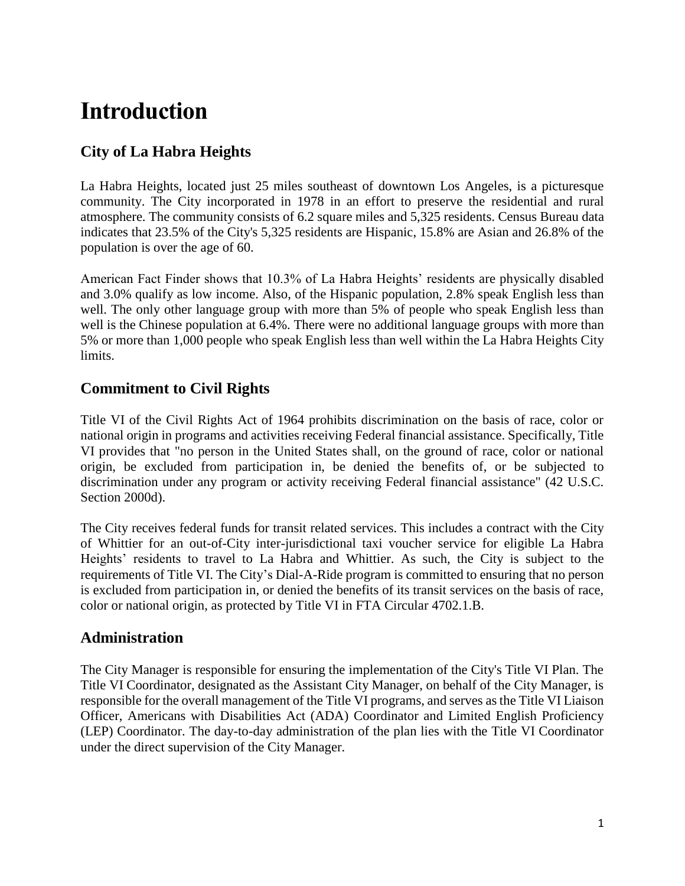# Introduction

## City of La Habra Heights

La Habra Heights, located just 25 miles southeast of downtown Los Angeles, is a picturesque community. The City incorporated in 1978 in an effort to preserve the residential and rural atmosphere. The community consists of 6.2 square miles and 5,325 residents. Census Bureau data indicates that 23.5% of the City's 5,325 residents are Hispanic, 15.8% are Asian and 26.8% of the population is over the age of 60.

American Fact Finder shows that 10.3% of La Habra Heights' residents are physically disabled and 3.0% qualify as low income. Also, of the Hispanic population, 2.8% speak English less than well. The only other language group with more than 5% of people who speak English less than well is the Chinese population at 6.4%. There were no additional language groups with more than 5% or more than 1,000 people who speak English less than well within the La Habra Heights City limits.

## Commitment to Civil Rights

Title VI of the Civil Rights Act of 1964 prohibits discrimination on the basis of race, color or national origin in programs and activities receiving Federal financial assistance. Specifically, Title VI provides that "no person in the United States shall, on the ground of race, color or national origin, be excluded from participation in, be denied the benefits of, or be subjected to discrimination under any program or activity receiving Federal financial assistance" (42 U.S.C. Section 2000d).

The City receives federal funds for transit related services. This includes a contract with the City of Whittier for an out-of-City inter-jurisdictional taxi voucher service for eligible La Habra Heights' residents to travel to La Habra and Whittier. As such, the City is subject to the requirements of Title VI. The City's Dial-A-Ride program is committed to ensuring that no person is excluded from participation in, or denied the benefits of its transit services on the basis of race, color or national origin, as protected by Title VI in FTA Circular 4702.1.B.

## Administration

The City Manager is responsible for ensuring the implementation of the City's Title VI Plan. The Title VI Coordinator, designated as the Assistant City Manager, on behalf of the City Manager, is responsible for the overall management of the Title VI programs, and serves as the Title VI Liaison Officer, Americans with Disabilities Act (ADA) Coordinator and Limited English Proficiency (LEP) Coordinator. The day-to-day administration of the plan lies with the Title VI Coordinator under the direct supervision of the City Manager.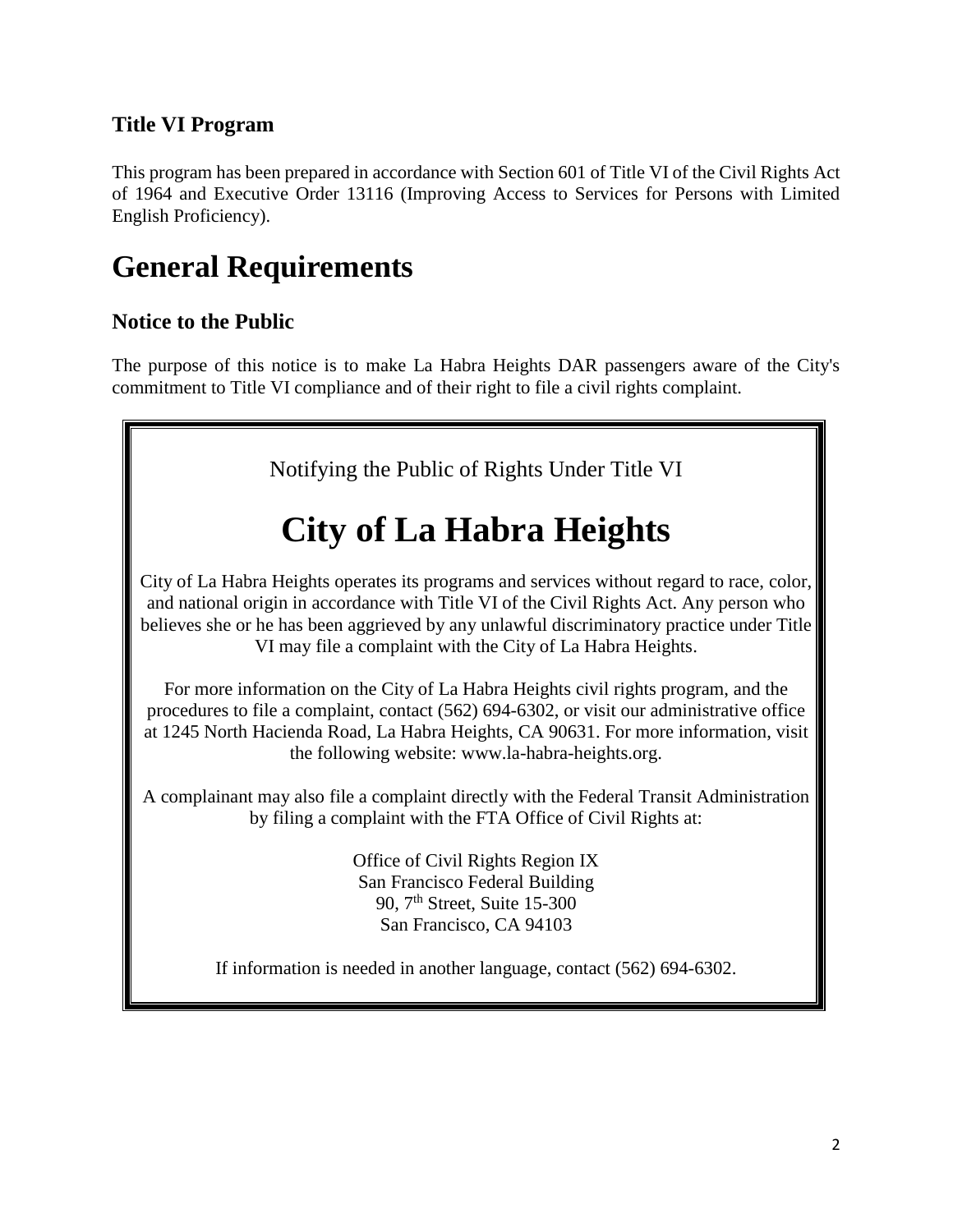### Title VI Program

This program has been prepared in accordance with Section 601 of Title VI of the Civil Rights Act of 1964 and Executive Order 13116 (Improving Access to Services for Persons with Limited English Proficiency).

# General Requirements

### Notice to the Public

The purpose of this notice is to make La Habra Heights DAR passengers aware of the City's commitment to Title VI compliance and of their right to file a civil rights complaint.

Notifying the Public of Rights Under Title VI

## City of La Habra Heights

City of La Habra Heights operates its programs and services without regard to race, color, and national origin in accordance with Title VI of the Civil Rights Act. Any person who believes she or he has been aggrieved by any unlawful discriminatory practice under Title VI may file a complaint with the City of La Habra Heights.

For more information on the City of La Habra Heights civil rights program, and the procedures to file a complaint, contact (562) 694-6302, or visit our administrative office at 1245 North Hacienda Road, La Habra Heights, CA 90631. For more information, visit the following website: www.la-habra-heights.org.

A complainant may also file a complaint directly with the Federal Transit Administration by filing a complaint with the FTA Office of Civil Rights at:

Office of Civil Rights Region IX
San Francisco Federal Building
90, 7th Street, Suite 15-300
San Francisco, CA 94103

If information is needed in another language, contact (562) 694-6302.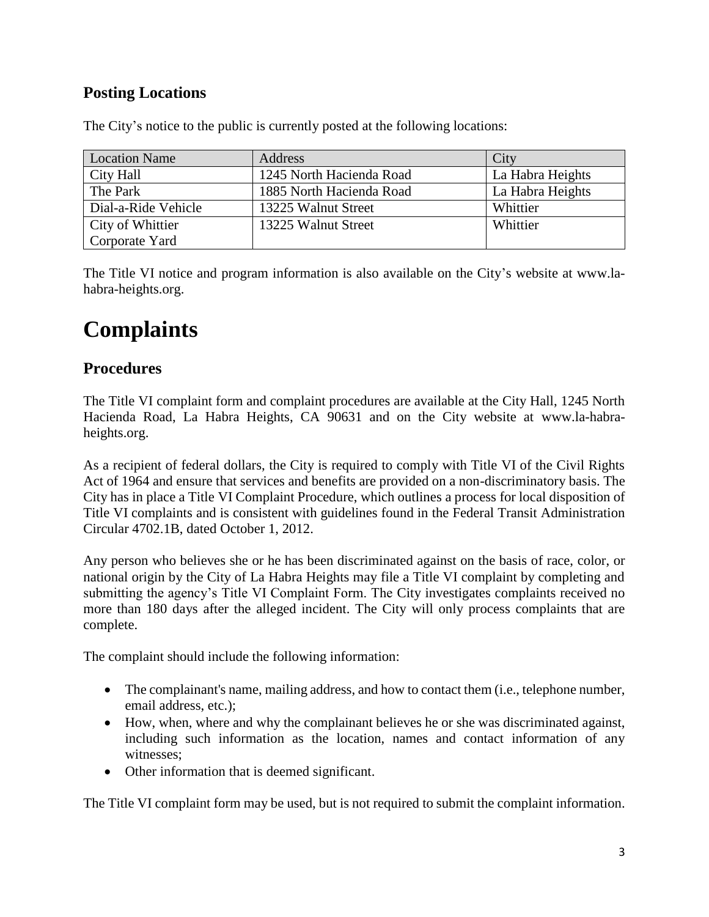### Posting Locations

The City's notice to the public is currently posted at the following locations:

| Location Name | Address | City |
| --- | --- | --- |
| City Hall | 1245 North Hacienda Road | La Habra Heights |
| The Park | 1885 North Hacienda Road | La Habra Heights |
| Dial-a-Ride Vehicle | 13225 Walnut Street | Whittier |
| City of Whittier Corporate Yard | 13225 Walnut Street | Whittier |

The Title VI notice and program information is also available on the City's website at www.la-habra-heights.org.

# Complaints

### Procedures

The Title VI complaint form and complaint procedures are available at the City Hall, 1245 North Hacienda Road, La Habra Heights, CA 90631 and on the City website at www.la-habra-heights.org.

As a recipient of federal dollars, the City is required to comply with Title VI of the Civil Rights Act of 1964 and ensure that services and benefits are provided on a non-discriminatory basis. The City has in place a Title VI Complaint Procedure, which outlines a process for local disposition of Title VI complaints and is consistent with guidelines found in the Federal Transit Administration Circular 4702.1B, dated October 1, 2012.

Any person who believes she or he has been discriminated against on the basis of race, color, or national origin by the City of La Habra Heights may file a Title VI complaint by completing and submitting the agency's Title VI Complaint Form. The City investigates complaints received no more than 180 days after the alleged incident. The City will only process complaints that are complete.

The complaint should include the following information:

- The complainant's name, mailing address, and how to contact them (i.e., telephone number, email address, etc.);
- How, when, where and why the complainant believes he or she was discriminated against, including such information as the location, names and contact information of any witnesses;
- Other information that is deemed significant.

The Title VI complaint form may be used, but is not required to submit the complaint information.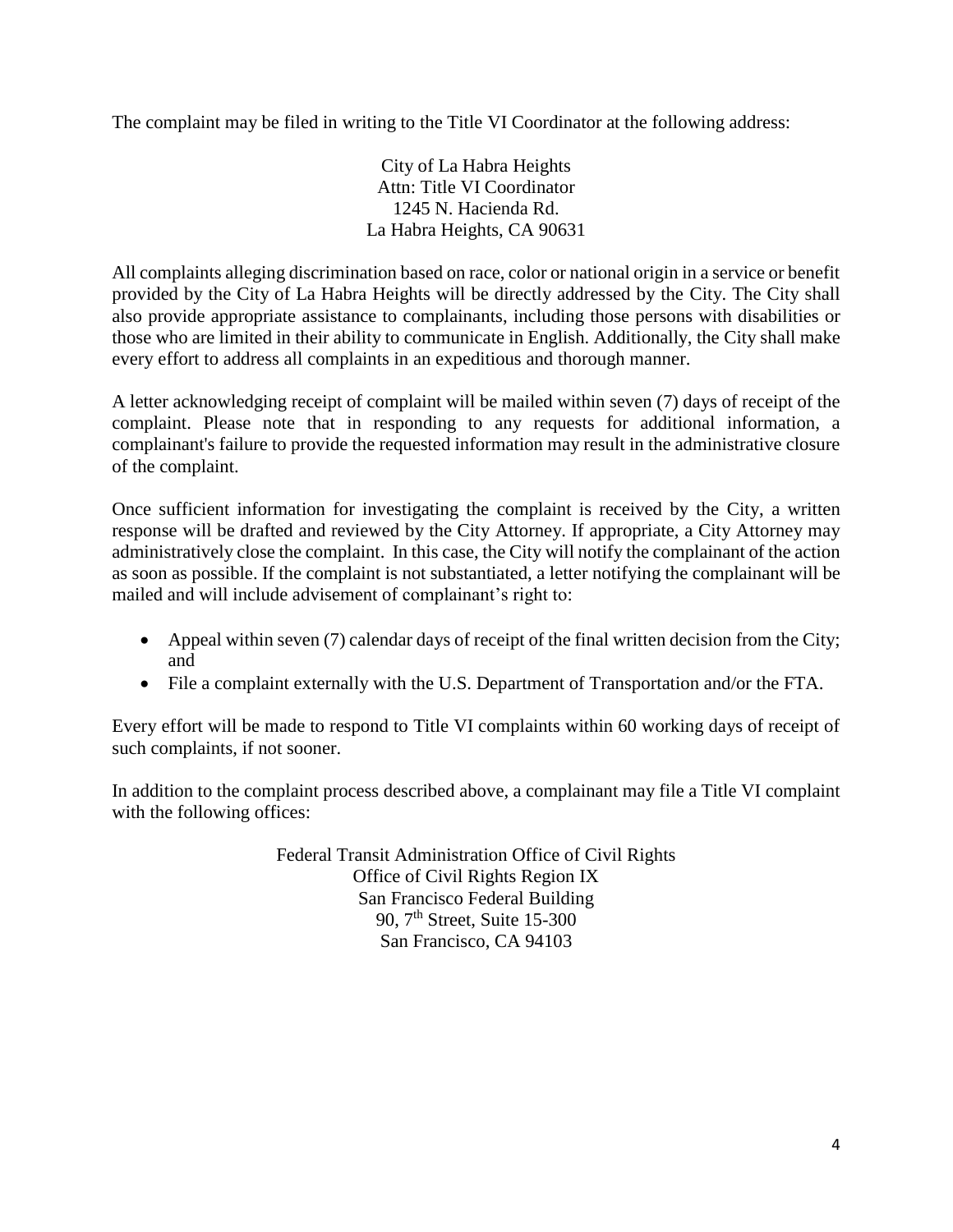The complaint may be filed in writing to the Title VI Coordinator at the following address:

City of La Habra Heights  
Attn: Title VI Coordinator  
1245 N. Hacienda Rd.  
La Habra Heights, CA 90631

All complaints alleging discrimination based on race, color or national origin in a service or benefit provided by the City of La Habra Heights will be directly addressed by the City. The City shall also provide appropriate assistance to complainants, including those persons with disabilities or those who are limited in their ability to communicate in English. Additionally, the City shall make every effort to address all complaints in an expeditious and thorough manner.

A letter acknowledging receipt of complaint will be mailed within seven (7) days of receipt of the complaint. Please note that in responding to any requests for additional information, a complainant's failure to provide the requested information may result in the administrative closure of the complaint.

Once sufficient information for investigating the complaint is received by the City, a written response will be drafted and reviewed by the City Attorney. If appropriate, a City Attorney may administratively close the complaint. In this case, the City will notify the complainant of the action as soon as possible. If the complaint is not substantiated, a letter notifying the complainant will be mailed and will include advisement of complainant's right to:

- Appeal within seven (7) calendar days of receipt of the final written decision from the City; and
- File a complaint externally with the U.S. Department of Transportation and/or the FTA.

Every effort will be made to respond to Title VI complaints within 60 working days of receipt of such complaints, if not sooner.

In addition to the complaint process described above, a complainant may file a Title VI complaint with the following offices:

Federal Transit Administration Office of Civil Rights  
Office of Civil Rights Region IX  
San Francisco Federal Building  
90, 7th Street, Suite 15-300  
San Francisco, CA 94103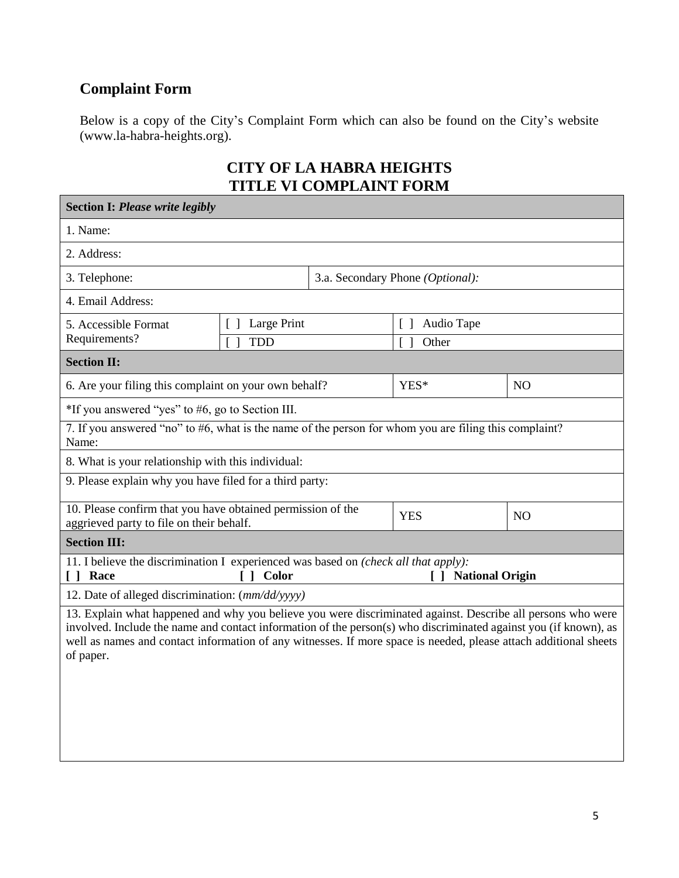## Complaint Form

Below is a copy of the City's Complaint Form which can also be found on the City's website (www.la-habra-heights.org).

# CITY OF LA HABRA HEIGHTS
# TITLE VI COMPLAINT FORM

| **Section I:** *Please write legibly* | | | | |
|---|---|---|---|---|
| 1. Name: | | | | |
| 2. Address: | | | | |
| 3. Telephone: | | 3.a. Secondary Phone *(Optional):* | | |
| 4. Email Address: | | | | |
| 5. Accessible Format Requirements? | [ ] Large Print | | [ ] Audio Tape | |
| | [ ] TDD | | [ ] Other | |
| **Section II:** | | | | |
| 6. Are your filing this complaint on your own behalf? | | | YES* | NO |
| *If you answered "yes" to #6, go to Section III. | | | | |
| 7. If you answered "no" to #6, what is the name of the person for whom you are filing this complaint? Name: | | | | |
| 8. What is your relationship with this individual: | | | | |
| 9. Please explain why you have filed for a third party: | | | | |
| 10. Please confirm that you have obtained permission of the aggrieved party to file on their behalf. | | | YES | NO |
| **Section III:** | | | | |
| 11. I believe the discrimination I experienced was based on *(check all that apply):* **[ ] Race** **[ ] Color** **[ ] National Origin** | | | | |
| 12. Date of alleged discrimination: *(mm/dd/yyyy)* | | | | |
| 13. Explain what happened and why you believe you were discriminated against. Describe all persons who were involved. Include the name and contact information of the person(s) who discriminated against you (if known), as well as names and contact information of any witnesses. If more space is needed, please attach additional sheets of paper. | | | | |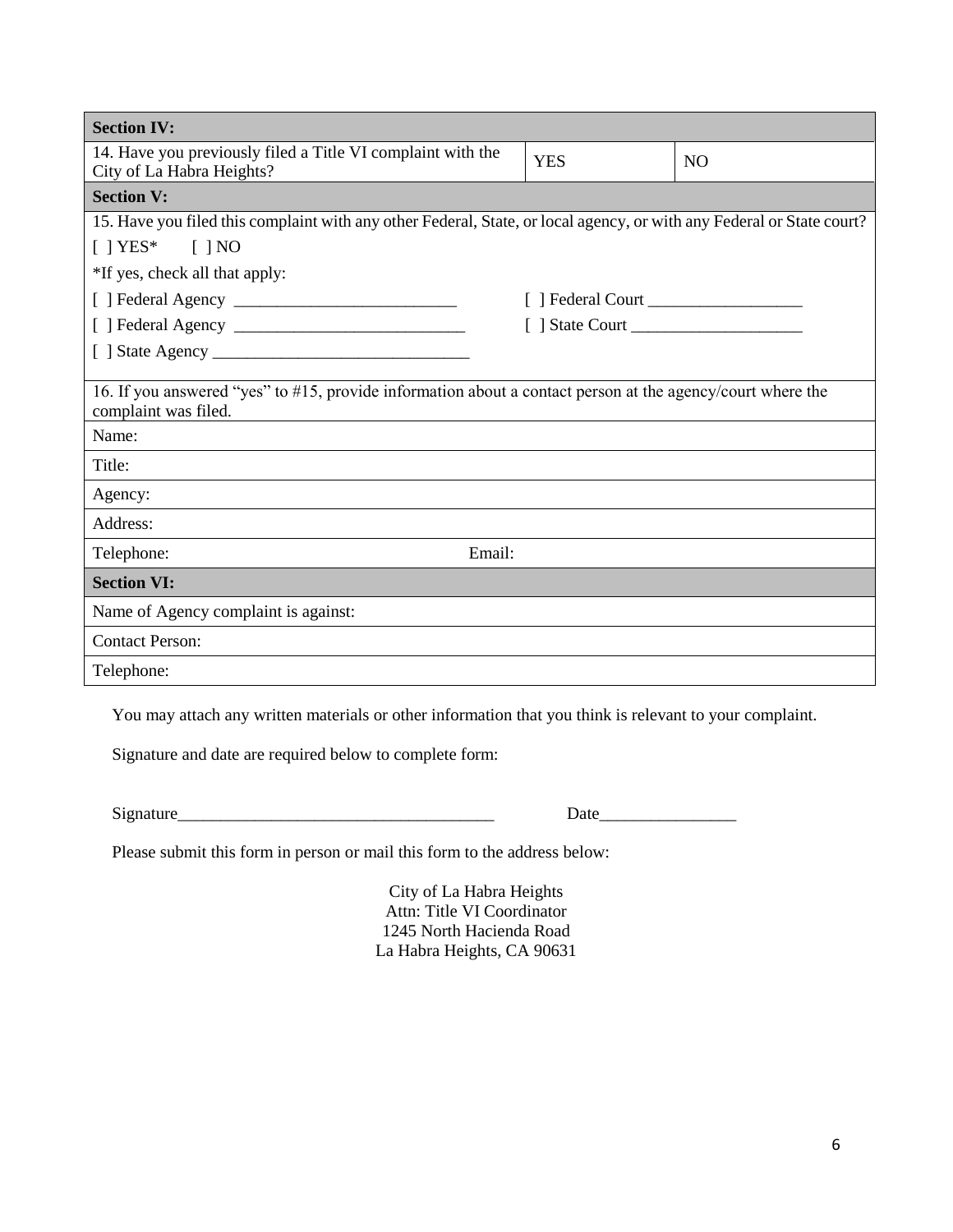| **Section IV:** | | |
|---|---|---|
| 14. Have you previously filed a Title VI complaint with the City of La Habra Heights? | YES | NO |

| **Section V:** |
|---|
| 15. Have you filed this complaint with any other Federal, State, or local agency, or with any Federal or State court? |
| [ ] YES*     [ ] NO |
| *If yes, check all that apply: |
| [ ] Federal Agency __________________________     [ ] Federal Court __________________ |
| [ ] Federal Agency ___________________________     [ ] State Court ____________________ |
| [ ] State Agency ______________________________ |
| 16. If you answered "yes" to #15, provide information about a contact person at the agency/court where the complaint was filed. |
| Name: |
| Title: |
| Agency: |
| Address: |
| Telephone:     Email: |

| **Section VI:** |
|---|
| Name of Agency complaint is against: |
| Contact Person: |
| Telephone: |

You may attach any written materials or other information that you think is relevant to your complaint.

Signature and date are required below to complete form:

Signature_____________________________________     Date________________

Please submit this form in person or mail this form to the address below:

City of La Habra Heights
Attn: Title VI Coordinator
1245 North Hacienda Road
La Habra Heights, CA 90631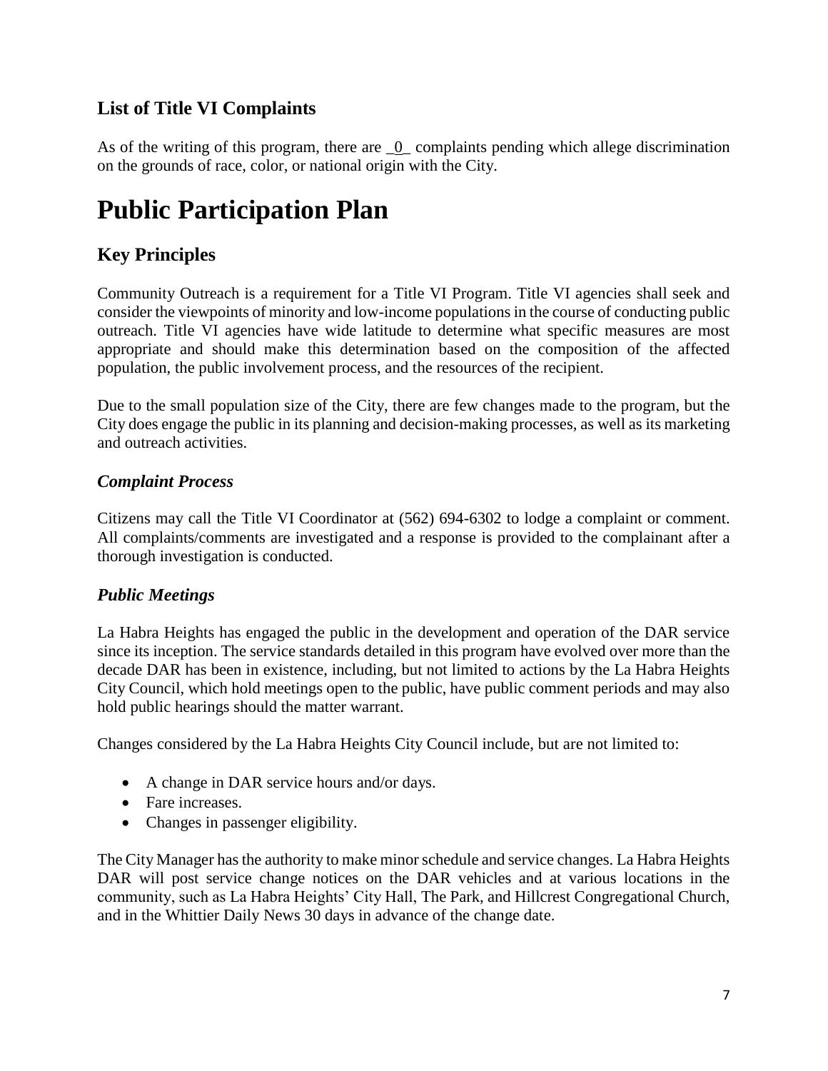## List of Title VI Complaints

As of the writing of this program, there are _0_ complaints pending which allege discrimination on the grounds of race, color, or national origin with the City.

# Public Participation Plan

## Key Principles

Community Outreach is a requirement for a Title VI Program. Title VI agencies shall seek and consider the viewpoints of minority and low-income populations in the course of conducting public outreach. Title VI agencies have wide latitude to determine what specific measures are most appropriate and should make this determination based on the composition of the affected population, the public involvement process, and the resources of the recipient.

Due to the small population size of the City, there are few changes made to the program, but the City does engage the public in its planning and decision-making processes, as well as its marketing and outreach activities.

### *Complaint Process*

Citizens may call the Title VI Coordinator at (562) 694-6302 to lodge a complaint or comment. All complaints/comments are investigated and a response is provided to the complainant after a thorough investigation is conducted.

### *Public Meetings*

La Habra Heights has engaged the public in the development and operation of the DAR service since its inception. The service standards detailed in this program have evolved over more than the decade DAR has been in existence, including, but not limited to actions by the La Habra Heights City Council, which hold meetings open to the public, have public comment periods and may also hold public hearings should the matter warrant.

Changes considered by the La Habra Heights City Council include, but are not limited to:

- A change in DAR service hours and/or days.
- Fare increases.
- Changes in passenger eligibility.

The City Manager has the authority to make minor schedule and service changes. La Habra Heights DAR will post service change notices on the DAR vehicles and at various locations in the community, such as La Habra Heights' City Hall, The Park, and Hillcrest Congregational Church, and in the Whittier Daily News 30 days in advance of the change date.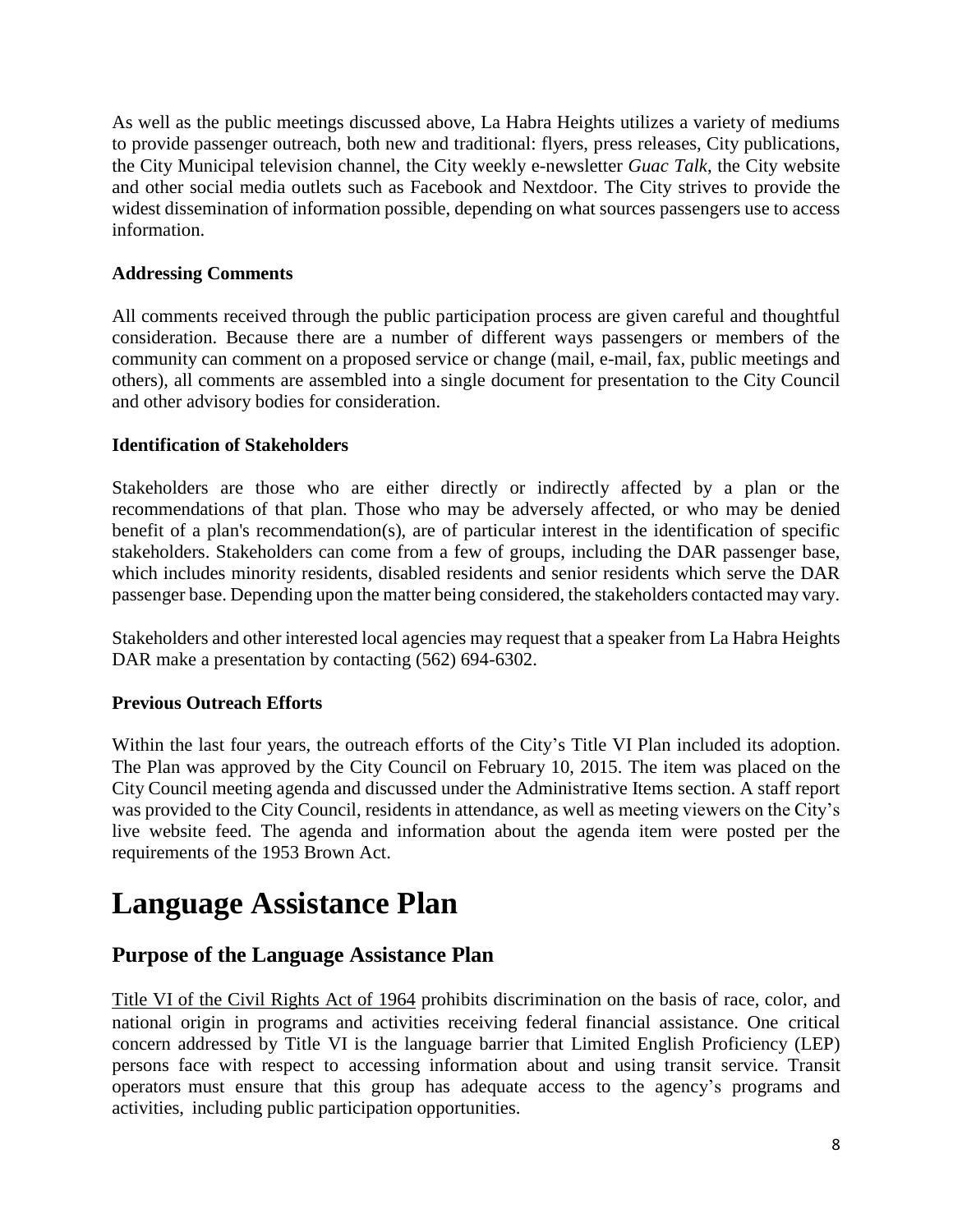As well as the public meetings discussed above, La Habra Heights utilizes a variety of mediums to provide passenger outreach, both new and traditional: flyers, press releases, City publications, the City Municipal television channel, the City weekly e-newsletter *Guac Talk*, the City website and other social media outlets such as Facebook and Nextdoor. The City strives to provide the widest dissemination of information possible, depending on what sources passengers use to access information.

**Addressing Comments**

All comments received through the public participation process are given careful and thoughtful consideration. Because there are a number of different ways passengers or members of the community can comment on a proposed service or change (mail, e-mail, fax, public meetings and others), all comments are assembled into a single document for presentation to the City Council and other advisory bodies for consideration.

**Identification of Stakeholders**

Stakeholders are those who are either directly or indirectly affected by a plan or the recommendations of that plan. Those who may be adversely affected, or who may be denied benefit of a plan's recommendation(s), are of particular interest in the identification of specific stakeholders. Stakeholders can come from a few of groups, including the DAR passenger base, which includes minority residents, disabled residents and senior residents which serve the DAR passenger base. Depending upon the matter being considered, the stakeholders contacted may vary.

Stakeholders and other interested local agencies may request that a speaker from La Habra Heights DAR make a presentation by contacting (562) 694-6302.

**Previous Outreach Efforts**

Within the last four years, the outreach efforts of the City's Title VI Plan included its adoption. The Plan was approved by the City Council on February 10, 2015. The item was placed on the City Council meeting agenda and discussed under the Administrative Items section. A staff report was provided to the City Council, residents in attendance, as well as meeting viewers on the City's live website feed. The agenda and information about the agenda item were posted per the requirements of the 1953 Brown Act.

# Language Assistance Plan

## Purpose of the Language Assistance Plan

Title VI of the Civil Rights Act of 1964 prohibits discrimination on the basis of race, color, and national origin in programs and activities receiving federal financial assistance. One critical concern addressed by Title VI is the language barrier that Limited English Proficiency (LEP) persons face with respect to accessing information about and using transit service. Transit operators must ensure that this group has adequate access to the agency's programs and activities, including public participation opportunities.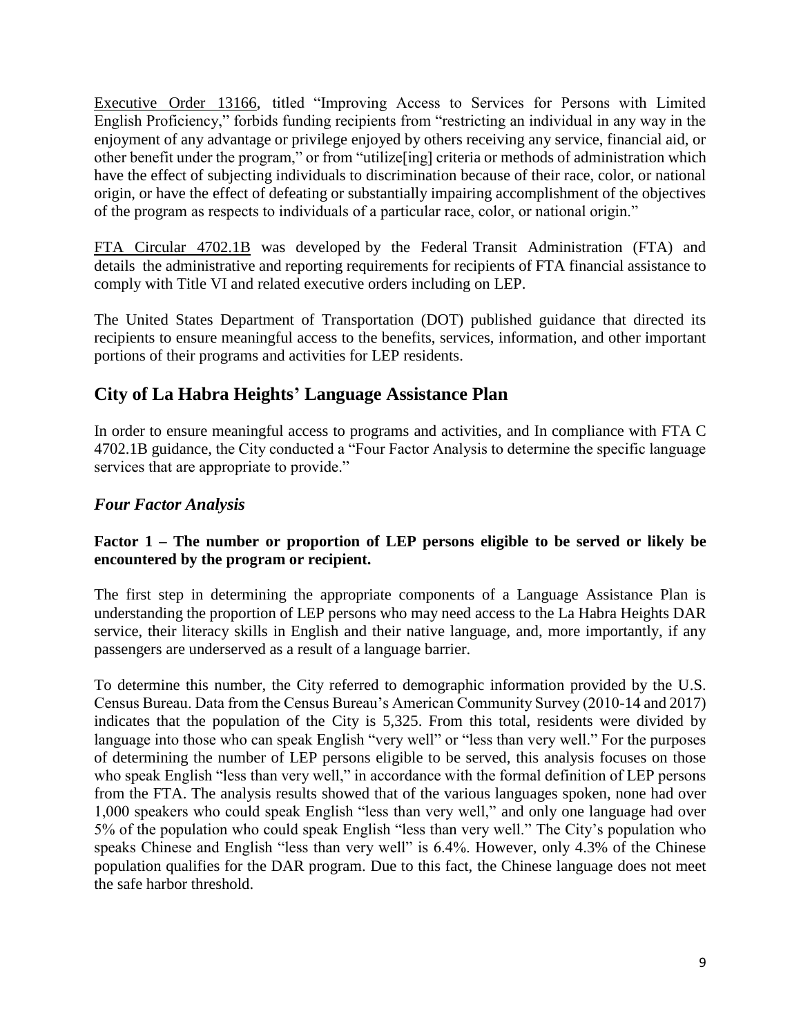Executive Order 13166, titled "Improving Access to Services for Persons with Limited English Proficiency," forbids funding recipients from "restricting an individual in any way in the enjoyment of any advantage or privilege enjoyed by others receiving any service, financial aid, or other benefit under the program," or from "utilize[ing] criteria or methods of administration which have the effect of subjecting individuals to discrimination because of their race, color, or national origin, or have the effect of defeating or substantially impairing accomplishment of the objectives of the program as respects to individuals of a particular race, color, or national origin."

FTA Circular 4702.1B was developed by the Federal Transit Administration (FTA) and details the administrative and reporting requirements for recipients of FTA financial assistance to comply with Title VI and related executive orders including on LEP.

The United States Department of Transportation (DOT) published guidance that directed its recipients to ensure meaningful access to the benefits, services, information, and other important portions of their programs and activities for LEP residents.

## City of La Habra Heights' Language Assistance Plan

In order to ensure meaningful access to programs and activities, and In compliance with FTA C 4702.1B guidance, the City conducted a "Four Factor Analysis to determine the specific language services that are appropriate to provide."

### *Four Factor Analysis*

**Factor 1 – The number or proportion of LEP persons eligible to be served or likely be encountered by the program or recipient.**

The first step in determining the appropriate components of a Language Assistance Plan is understanding the proportion of LEP persons who may need access to the La Habra Heights DAR service, their literacy skills in English and their native language, and, more importantly, if any passengers are underserved as a result of a language barrier.

To determine this number, the City referred to demographic information provided by the U.S. Census Bureau. Data from the Census Bureau's American Community Survey (2010-14 and 2017) indicates that the population of the City is 5,325. From this total, residents were divided by language into those who can speak English "very well" or "less than very well." For the purposes of determining the number of LEP persons eligible to be served, this analysis focuses on those who speak English "less than very well," in accordance with the formal definition of LEP persons from the FTA. The analysis results showed that of the various languages spoken, none had over 1,000 speakers who could speak English "less than very well," and only one language had over 5% of the population who could speak English "less than very well." The City's population who speaks Chinese and English "less than very well" is 6.4%. However, only 4.3% of the Chinese population qualifies for the DAR program. Due to this fact, the Chinese language does not meet the safe harbor threshold.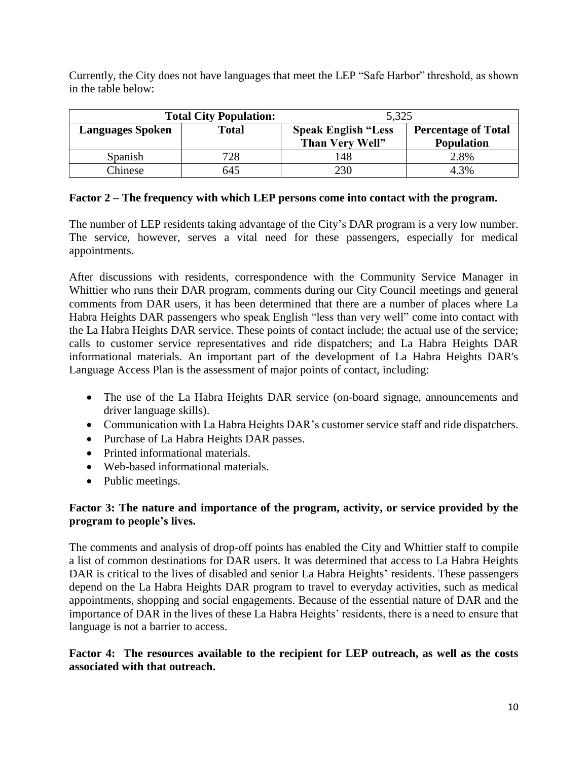Currently, the City does not have languages that meet the LEP "Safe Harbor" threshold, as shown in the table below:

| **Total City Population:** | | 5,325 | |
|---|---|---|---|
| **Languages Spoken** | **Total** | **Speak English "Less Than Very Well"** | **Percentage of Total Population** |
| Spanish | 728 | 148 | 2.8% |
| Chinese | 645 | 230 | 4.3% |

**Factor 2 – The frequency with which LEP persons come into contact with the program.**

The number of LEP residents taking advantage of the City's DAR program is a very low number. The service, however, serves a vital need for these passengers, especially for medical appointments.

After discussions with residents, correspondence with the Community Service Manager in Whittier who runs their DAR program, comments during our City Council meetings and general comments from DAR users, it has been determined that there are a number of places where La Habra Heights DAR passengers who speak English "less than very well" come into contact with the La Habra Heights DAR service. These points of contact include; the actual use of the service; calls to customer service representatives and ride dispatchers; and La Habra Heights DAR informational materials. An important part of the development of La Habra Heights DAR's Language Access Plan is the assessment of major points of contact, including:

- The use of the La Habra Heights DAR service (on-board signage, announcements and driver language skills).
- Communication with La Habra Heights DAR's customer service staff and ride dispatchers.
- Purchase of La Habra Heights DAR passes.
- Printed informational materials.
- Web-based informational materials.
- Public meetings.

**Factor 3: The nature and importance of the program, activity, or service provided by the program to people's lives.**

The comments and analysis of drop-off points has enabled the City and Whittier staff to compile a list of common destinations for DAR users. It was determined that access to La Habra Heights DAR is critical to the lives of disabled and senior La Habra Heights' residents. These passengers depend on the La Habra Heights DAR program to travel to everyday activities, such as medical appointments, shopping and social engagements. Because of the essential nature of DAR and the importance of DAR in the lives of these La Habra Heights' residents, there is a need to ensure that language is not a barrier to access.

**Factor 4: The resources available to the recipient for LEP outreach, as well as the costs associated with that outreach.**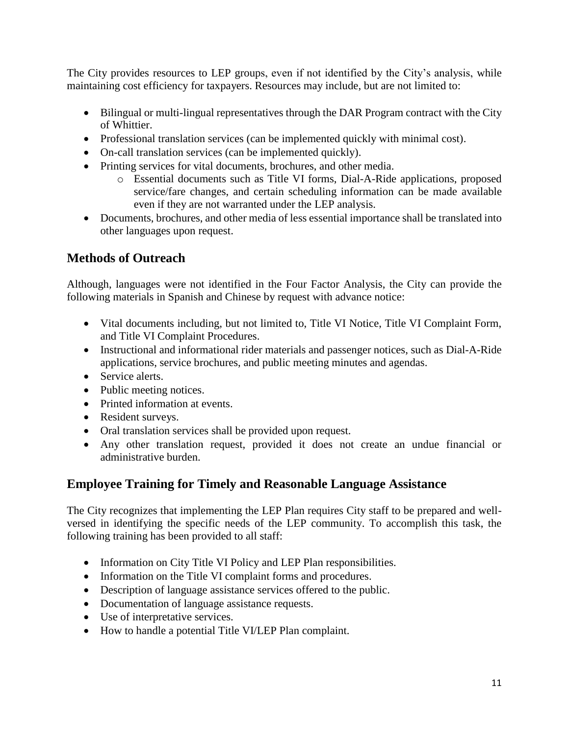The City provides resources to LEP groups, even if not identified by the City's analysis, while maintaining cost efficiency for taxpayers. Resources may include, but are not limited to:

- Bilingual or multi-lingual representatives through the DAR Program contract with the City of Whittier.
- Professional translation services (can be implemented quickly with minimal cost).
- On-call translation services (can be implemented quickly).
- Printing services for vital documents, brochures, and other media.
    - Essential documents such as Title VI forms, Dial-A-Ride applications, proposed service/fare changes, and certain scheduling information can be made available even if they are not warranted under the LEP analysis.
- Documents, brochures, and other media of less essential importance shall be translated into other languages upon request.

## Methods of Outreach

Although, languages were not identified in the Four Factor Analysis, the City can provide the following materials in Spanish and Chinese by request with advance notice:

- Vital documents including, but not limited to, Title VI Notice, Title VI Complaint Form, and Title VI Complaint Procedures.
- Instructional and informational rider materials and passenger notices, such as Dial-A-Ride applications, service brochures, and public meeting minutes and agendas.
- Service alerts.
- Public meeting notices.
- Printed information at events.
- Resident surveys.
- Oral translation services shall be provided upon request.
- Any other translation request, provided it does not create an undue financial or administrative burden.

## Employee Training for Timely and Reasonable Language Assistance

The City recognizes that implementing the LEP Plan requires City staff to be prepared and well-versed in identifying the specific needs of the LEP community. To accomplish this task, the following training has been provided to all staff:

- Information on City Title VI Policy and LEP Plan responsibilities.
- Information on the Title VI complaint forms and procedures.
- Description of language assistance services offered to the public.
- Documentation of language assistance requests.
- Use of interpretative services.
- How to handle a potential Title VI/LEP Plan complaint.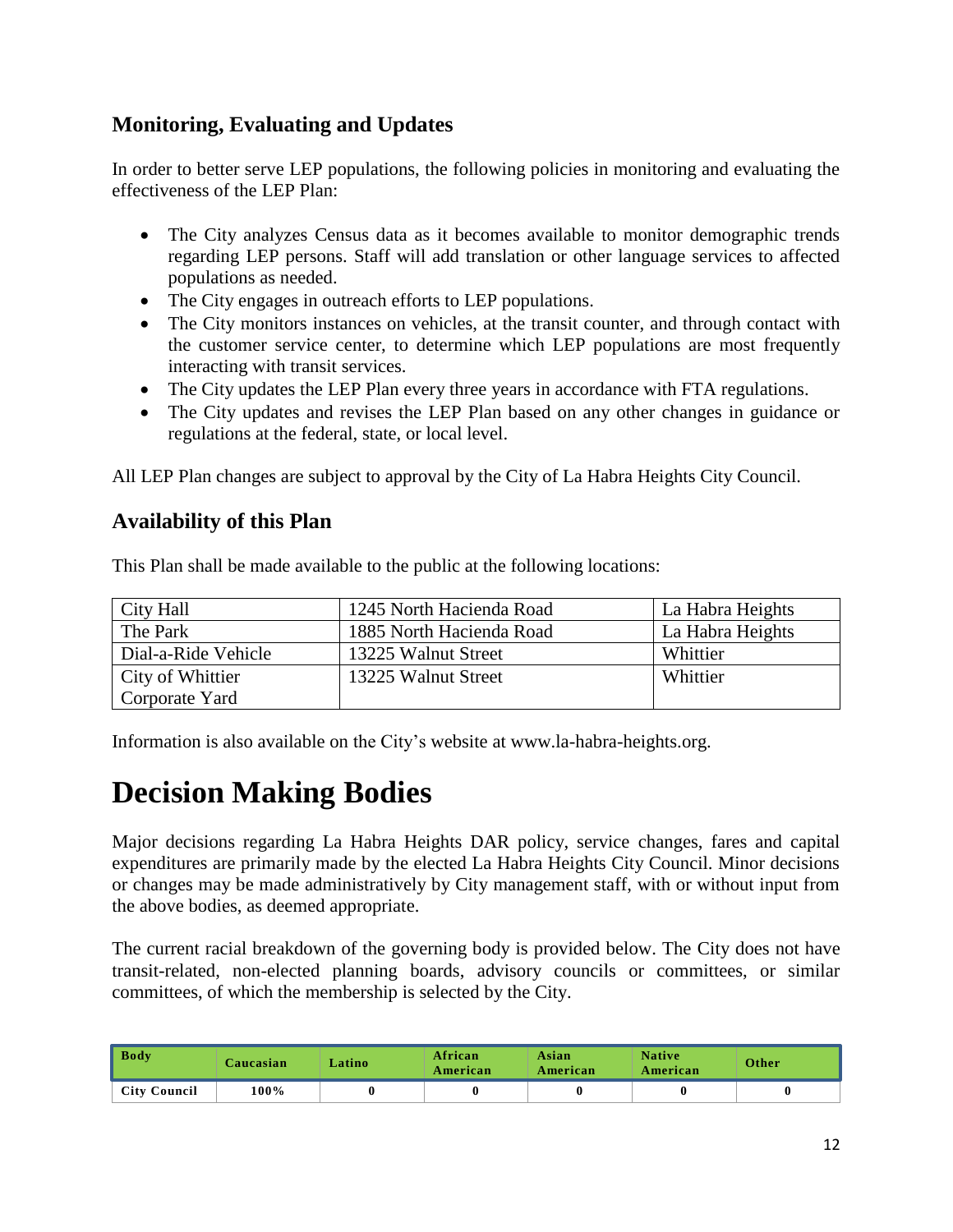## Monitoring, Evaluating and Updates

In order to better serve LEP populations, the following policies in monitoring and evaluating the effectiveness of the LEP Plan:

- The City analyzes Census data as it becomes available to monitor demographic trends regarding LEP persons. Staff will add translation or other language services to affected populations as needed.
- The City engages in outreach efforts to LEP populations.
- The City monitors instances on vehicles, at the transit counter, and through contact with the customer service center, to determine which LEP populations are most frequently interacting with transit services.
- The City updates the LEP Plan every three years in accordance with FTA regulations.
- The City updates and revises the LEP Plan based on any other changes in guidance or regulations at the federal, state, or local level.

All LEP Plan changes are subject to approval by the City of La Habra Heights City Council.

## Availability of this Plan

This Plan shall be made available to the public at the following locations:

| | | |
|---|---|---|
| City Hall | 1245 North Hacienda Road | La Habra Heights |
| The Park | 1885 North Hacienda Road | La Habra Heights |
| Dial-a-Ride Vehicle | 13225 Walnut Street | Whittier |
| City of Whittier Corporate Yard | 13225 Walnut Street | Whittier |

Information is also available on the City's website at www.la-habra-heights.org.

# Decision Making Bodies

Major decisions regarding La Habra Heights DAR policy, service changes, fares and capital expenditures are primarily made by the elected La Habra Heights City Council. Minor decisions or changes may be made administratively by City management staff, with or without input from the above bodies, as deemed appropriate.

The current racial breakdown of the governing body is provided below. The City does not have transit-related, non-elected planning boards, advisory councils or committees, or similar committees, of which the membership is selected by the City.

| Body | Caucasian | Latino | African American | Asian American | Native American | Other |
|---|---|---|---|---|---|---|
| City Council | 100% | 0 | 0 | 0 | 0 | 0 |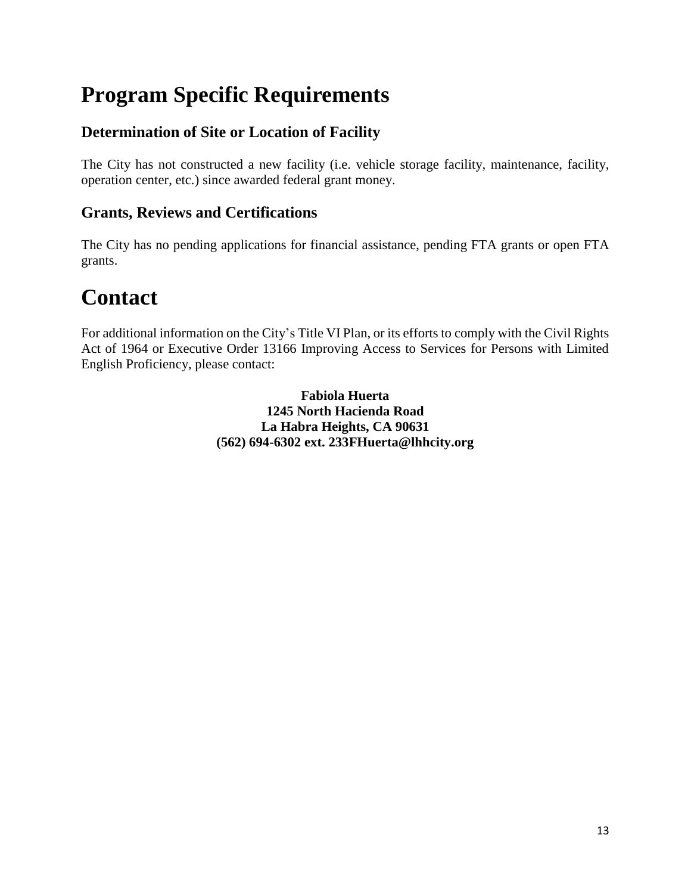# Program Specific Requirements

## Determination of Site or Location of Facility

The City has not constructed a new facility (i.e. vehicle storage facility, maintenance, facility, operation center, etc.) since awarded federal grant money.

## Grants, Reviews and Certifications

The City has no pending applications for financial assistance, pending FTA grants or open FTA grants.

# Contact

For additional information on the City's Title VI Plan, or its efforts to comply with the Civil Rights Act of 1964 or Executive Order 13166 Improving Access to Services for Persons with Limited English Proficiency, please contact:

**Fabiola Huerta**
**1245 North Hacienda Road**
**La Habra Heights, CA 90631**
**(562) 694-6302 ext. 233FHuerta@lhhcity.org**